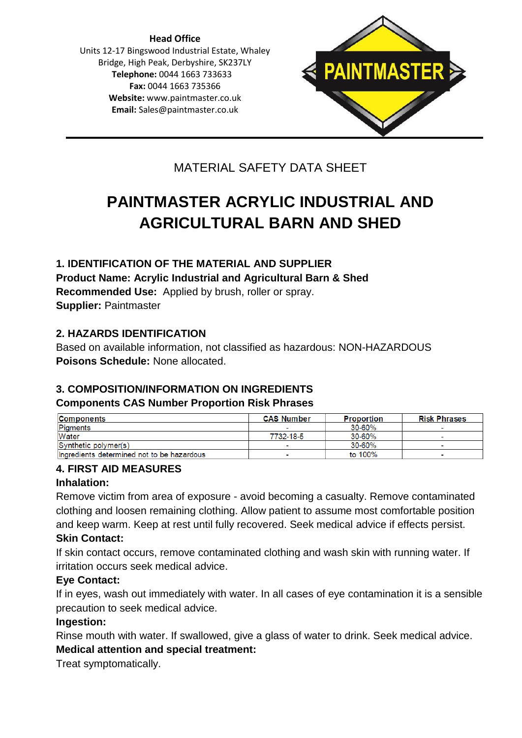**Head Office**
Units 12-17 Bingswood Industrial Estate, Whaley Bridge, High Peak, Derbyshire, SK237LY
**Telephone:** 0044 1663 733633
**Fax:** 0044 1663 735366
**Website:** www.paintmaster.co.uk
**Email:** Sales@paintmaster.co.uk

PAINTMASTER

MATERIAL SAFETY DATA SHEET

# PAINTMASTER ACRYLIC INDUSTRIAL AND AGRICULTURAL BARN AND SHED

## 1. IDENTIFICATION OF THE MATERIAL AND SUPPLIER

**Product Name: Acrylic Industrial and Agricultural Barn & Shed**
**Recommended Use:** Applied by brush, roller or spray.
**Supplier:** Paintmaster

## 2. HAZARDS IDENTIFICATION

Based on available information, not classified as hazardous: NON-HAZARDOUS
**Poisons Schedule:** None allocated.

## 3. COMPOSITION/INFORMATION ON INGREDIENTS

**Components CAS Number Proportion Risk Phrases**

| Components | CAS Number | Proportion | Risk Phrases |
|---|---|---|---|
| Pigments | - | 30-60% | - |
| Water | 7732-18-5 | 30-60% | - |
| Synthetic polymer(s) | - | 30-60% | - |
| Ingredients determined not to be hazardous | - | to 100% | - |

## 4. FIRST AID MEASURES

### Inhalation:

Remove victim from area of exposure - avoid becoming a casualty. Remove contaminated clothing and loosen remaining clothing. Allow patient to assume most comfortable position and keep warm. Keep at rest until fully recovered. Seek medical advice if effects persist.

### Skin Contact:

If skin contact occurs, remove contaminated clothing and wash skin with running water. If irritation occurs seek medical advice.

### Eye Contact:

If in eyes, wash out immediately with water. In all cases of eye contamination it is a sensible precaution to seek medical advice.

### Ingestion:

Rinse mouth with water. If swallowed, give a glass of water to drink. Seek medical advice.

### Medical attention and special treatment:

Treat symptomatically.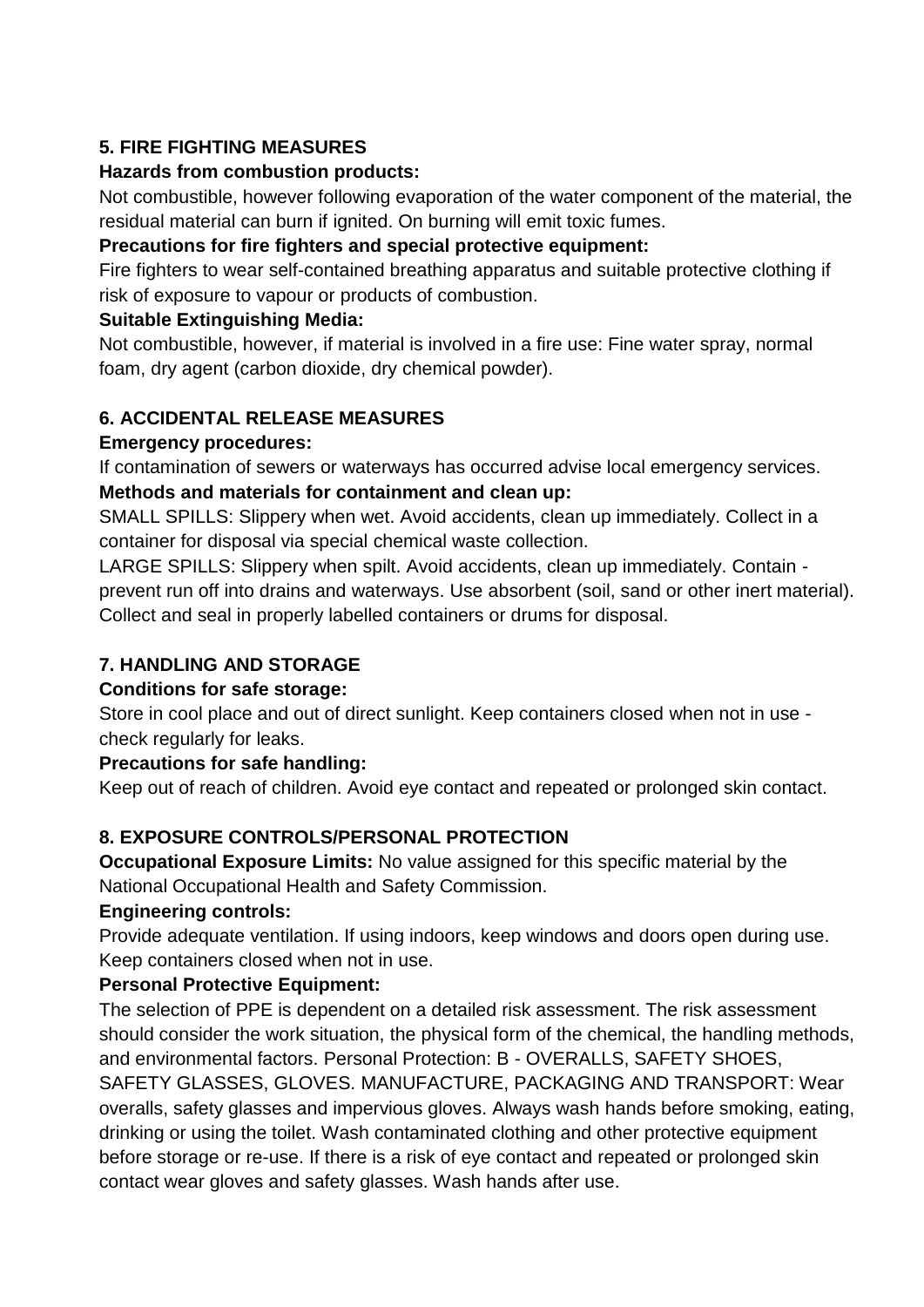## 5. FIRE FIGHTING MEASURES

**Hazards from combustion products:**

Not combustible, however following evaporation of the water component of the material, the residual material can burn if ignited. On burning will emit toxic fumes.

**Precautions for fire fighters and special protective equipment:**

Fire fighters to wear self-contained breathing apparatus and suitable protective clothing if risk of exposure to vapour or products of combustion.

**Suitable Extinguishing Media:**

Not combustible, however, if material is involved in a fire use: Fine water spray, normal foam, dry agent (carbon dioxide, dry chemical powder).

## 6. ACCIDENTAL RELEASE MEASURES

**Emergency procedures:**

If contamination of sewers or waterways has occurred advise local emergency services.

**Methods and materials for containment and clean up:**

SMALL SPILLS: Slippery when wet. Avoid accidents, clean up immediately. Collect in a container for disposal via special chemical waste collection.

LARGE SPILLS: Slippery when spilt. Avoid accidents, clean up immediately. Contain - prevent run off into drains and waterways. Use absorbent (soil, sand or other inert material). Collect and seal in properly labelled containers or drums for disposal.

## 7. HANDLING AND STORAGE

**Conditions for safe storage:**

Store in cool place and out of direct sunlight. Keep containers closed when not in use - check regularly for leaks.

**Precautions for safe handling:**

Keep out of reach of children. Avoid eye contact and repeated or prolonged skin contact.

## 8. EXPOSURE CONTROLS/PERSONAL PROTECTION

**Occupational Exposure Limits:** No value assigned for this specific material by the National Occupational Health and Safety Commission.

**Engineering controls:**

Provide adequate ventilation. If using indoors, keep windows and doors open during use. Keep containers closed when not in use.

**Personal Protective Equipment:**

The selection of PPE is dependent on a detailed risk assessment. The risk assessment should consider the work situation, the physical form of the chemical, the handling methods, and environmental factors. Personal Protection: B - OVERALLS, SAFETY SHOES, SAFETY GLASSES, GLOVES. MANUFACTURE, PACKAGING AND TRANSPORT: Wear overalls, safety glasses and impervious gloves. Always wash hands before smoking, eating, drinking or using the toilet. Wash contaminated clothing and other protective equipment before storage or re-use. If there is a risk of eye contact and repeated or prolonged skin contact wear gloves and safety glasses. Wash hands after use.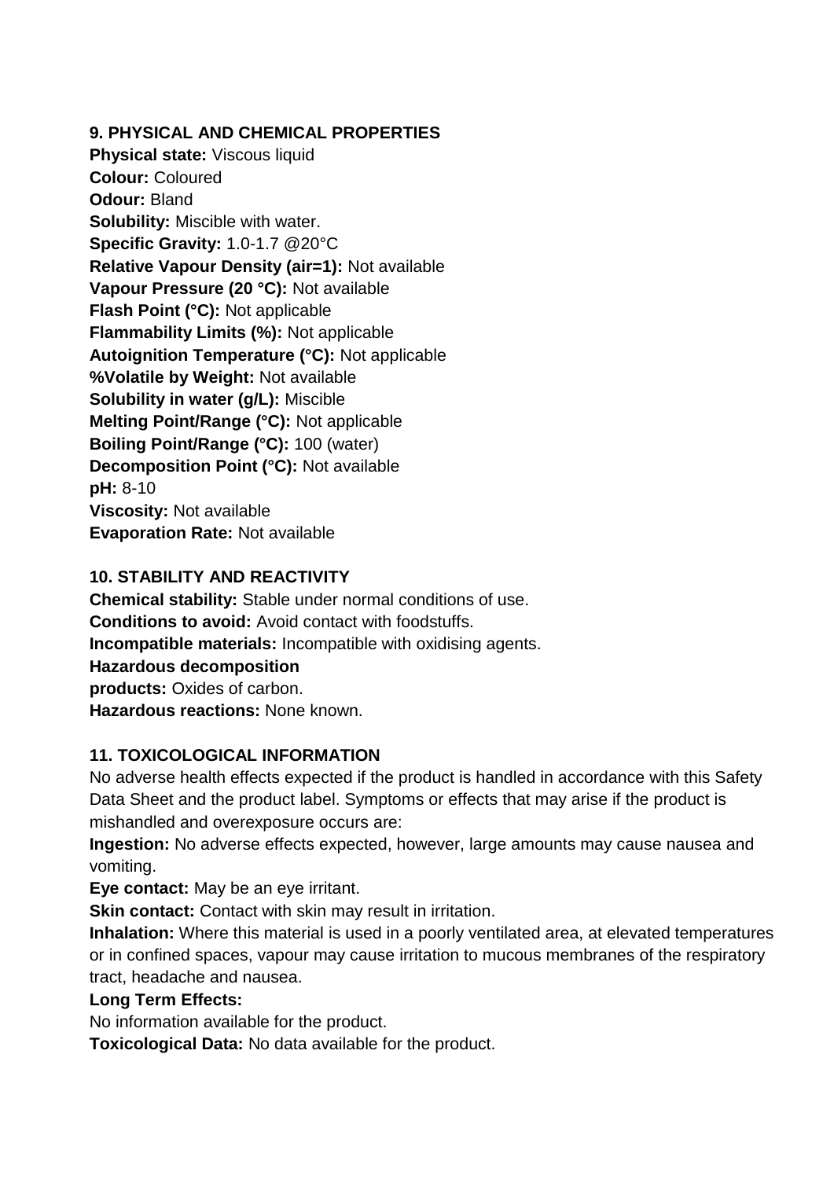## 9. PHYSICAL AND CHEMICAL PROPERTIES

**Physical state:** Viscous liquid
**Colour:** Coloured
**Odour:** Bland
**Solubility:** Miscible with water.
**Specific Gravity:** 1.0-1.7 @20°C
**Relative Vapour Density (air=1):** Not available
**Vapour Pressure (20 °C):** Not available
**Flash Point (°C):** Not applicable
**Flammability Limits (%):** Not applicable
**Autoignition Temperature (°C):** Not applicable
**%Volatile by Weight:** Not available
**Solubility in water (g/L):** Miscible
**Melting Point/Range (°C):** Not applicable
**Boiling Point/Range (°C):** 100 (water)
**Decomposition Point (°C):** Not available
**pH:** 8-10
**Viscosity:** Not available
**Evaporation Rate:** Not available

## 10. STABILITY AND REACTIVITY

**Chemical stability:** Stable under normal conditions of use.
**Conditions to avoid:** Avoid contact with foodstuffs.
**Incompatible materials:** Incompatible with oxidising agents.
**Hazardous decomposition products:** Oxides of carbon.
**Hazardous reactions:** None known.

## 11. TOXICOLOGICAL INFORMATION

No adverse health effects expected if the product is handled in accordance with this Safety Data Sheet and the product label. Symptoms or effects that may arise if the product is mishandled and overexposure occurs are:

**Ingestion:** No adverse effects expected, however, large amounts may cause nausea and vomiting.
**Eye contact:** May be an eye irritant.
**Skin contact:** Contact with skin may result in irritation.
**Inhalation:** Where this material is used in a poorly ventilated area, at elevated temperatures or in confined spaces, vapour may cause irritation to mucous membranes of the respiratory tract, headache and nausea.
**Long Term Effects:**
No information available for the product.
**Toxicological Data:** No data available for the product.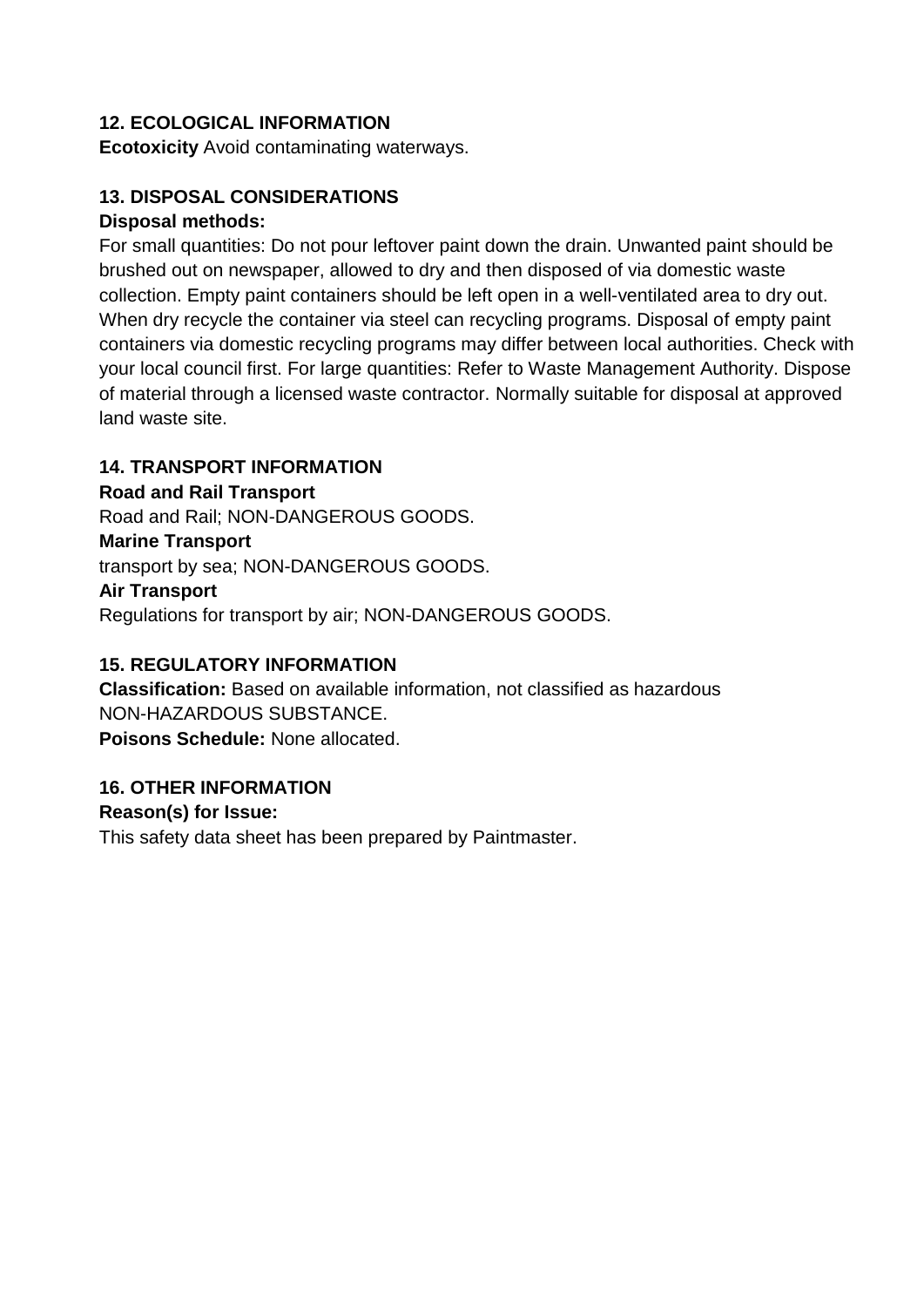## 12. ECOLOGICAL INFORMATION

**Ecotoxicity** Avoid contaminating waterways.

## 13. DISPOSAL CONSIDERATIONS

**Disposal methods:**

For small quantities: Do not pour leftover paint down the drain. Unwanted paint should be brushed out on newspaper, allowed to dry and then disposed of via domestic waste collection. Empty paint containers should be left open in a well-ventilated area to dry out. When dry recycle the container via steel can recycling programs. Disposal of empty paint containers via domestic recycling programs may differ between local authorities. Check with your local council first. For large quantities: Refer to Waste Management Authority. Dispose of material through a licensed waste contractor. Normally suitable for disposal at approved land waste site.

## 14. TRANSPORT INFORMATION

**Road and Rail Transport**

Road and Rail; NON-DANGEROUS GOODS.

**Marine Transport**

transport by sea; NON-DANGEROUS GOODS.

**Air Transport**

Regulations for transport by air; NON-DANGEROUS GOODS.

## 15. REGULATORY INFORMATION

**Classification:** Based on available information, not classified as hazardous NON-HAZARDOUS SUBSTANCE.

**Poisons Schedule:** None allocated.

## 16. OTHER INFORMATION

**Reason(s) for Issue:**

This safety data sheet has been prepared by Paintmaster.